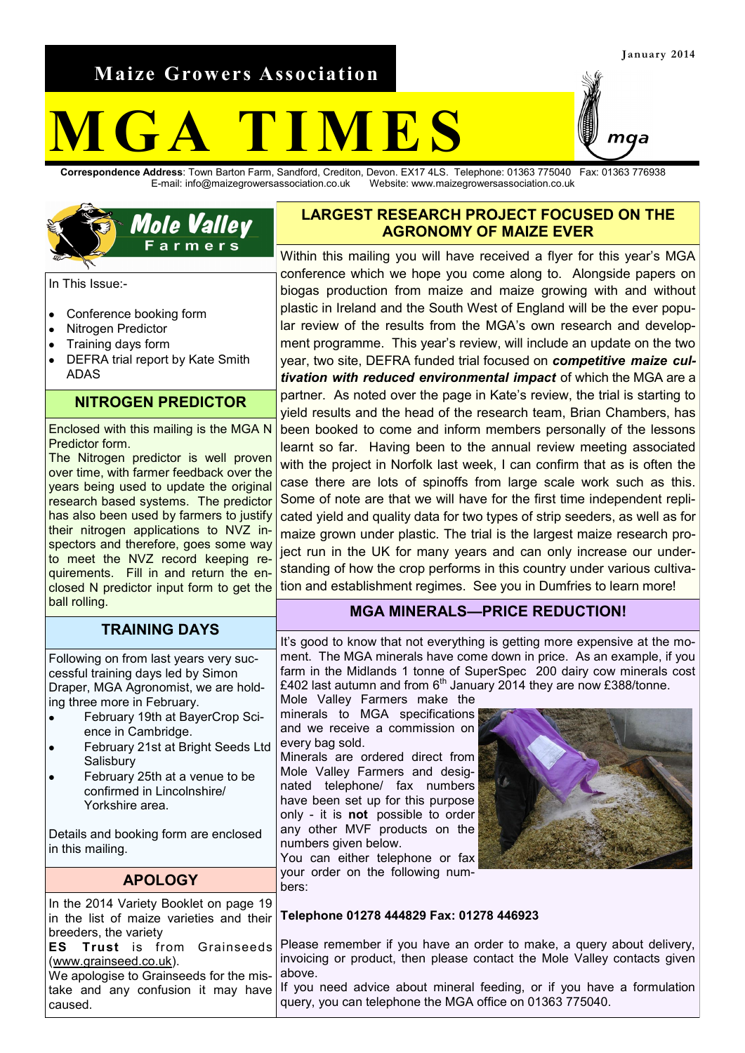January 2014

# Maize Growers Association

# MGA TIMES

**Correspondence Address**: Town Barton Farm, Sandford, Crediton, Devon. EX17 4LS. Telephone: 01363 775040 Fax: 01363 776938
E-mail: info@maizegrowersassociation.co.uk Website: www.maizegrowersassociation.co.uk

Mole Valley Farmers

In This Issue:-

- Conference booking form
- Nitrogen Predictor
- Training days form
- DEFRA trial report by Kate Smith ADAS

## NITROGEN PREDICTOR

Enclosed with this mailing is the MGA N Predictor form.

The Nitrogen predictor is well proven over time, with farmer feedback over the years being used to update the original research based systems. The predictor has also been used by farmers to justify their nitrogen applications to NVZ inspectors and therefore, goes some way to meet the NVZ record keeping requirements. Fill in and return the enclosed N predictor input form to get the ball rolling.

## TRAINING DAYS

Following on from last years very successful training days led by Simon Draper, MGA Agronomist, we are holding three more in February.

- February 19th at BayerCrop Science in Cambridge.
- February 21st at Bright Seeds Ltd Salisbury
- February 25th at a venue to be confirmed in Lincolnshire/ Yorkshire area.

Details and booking form are enclosed in this mailing.

## APOLOGY

In the 2014 Variety Booklet on page 19 in the list of maize varieties and their breeders, the variety **ES Trust** is from Grainseeds (www.grainseed.co.uk).

We apologise to Grainseeds for the mistake and any confusion it may have caused.

## LARGEST RESEARCH PROJECT FOCUSED ON THE AGRONOMY OF MAIZE EVER

Within this mailing you will have received a flyer for this year's MGA conference which we hope you come along to. Alongside papers on biogas production from maize and maize growing with and without plastic in Ireland and the South West of England will be the ever popular review of the results from the MGA's own research and development programme. This year's review, will include an update on the two year, two site, DEFRA funded trial focused on ***competitive maize cultivation with reduced environmental impact*** of which the MGA are a partner. As noted over the page in Kate's review, the trial is starting to yield results and the head of the research team, Brian Chambers, has been booked to come and inform members personally of the lessons learnt so far. Having been to the annual review meeting associated with the project in Norfolk last week, I can confirm that as is often the case there are lots of spinoffs from large scale work such as this. Some of note are that we will have for the first time independent replicated yield and quality data for two types of strip seeders, as well as for maize grown under plastic. The trial is the largest maize research project run in the UK for many years and can only increase our understanding of how the crop performs in this country under various cultivation and establishment regimes. See you in Dumfries to learn more!

## MGA MINERALS—PRICE REDUCTION!

It's good to know that not everything is getting more expensive at the moment. The MGA minerals have come down in price. As an example, if you farm in the Midlands 1 tonne of SuperSpec 200 dairy cow minerals cost £402 last autumn and from 6th January 2014 they are now £388/tonne.

Mole Valley Farmers make the minerals to MGA specifications and we receive a commission on every bag sold.

Minerals are ordered direct from Mole Valley Farmers and designated telephone/ fax numbers have been set up for this purpose only - it is **not** possible to order any other MVF products on the numbers given below.

You can either telephone or fax your order on the following numbers:

**Telephone 01278 444829 Fax: 01278 446923**

Please remember if you have an order to make, a query about delivery, invoicing or product, then please contact the Mole Valley contacts given above.

If you need advice about mineral feeding, or if you have a formulation query, you can telephone the MGA office on 01363 775040.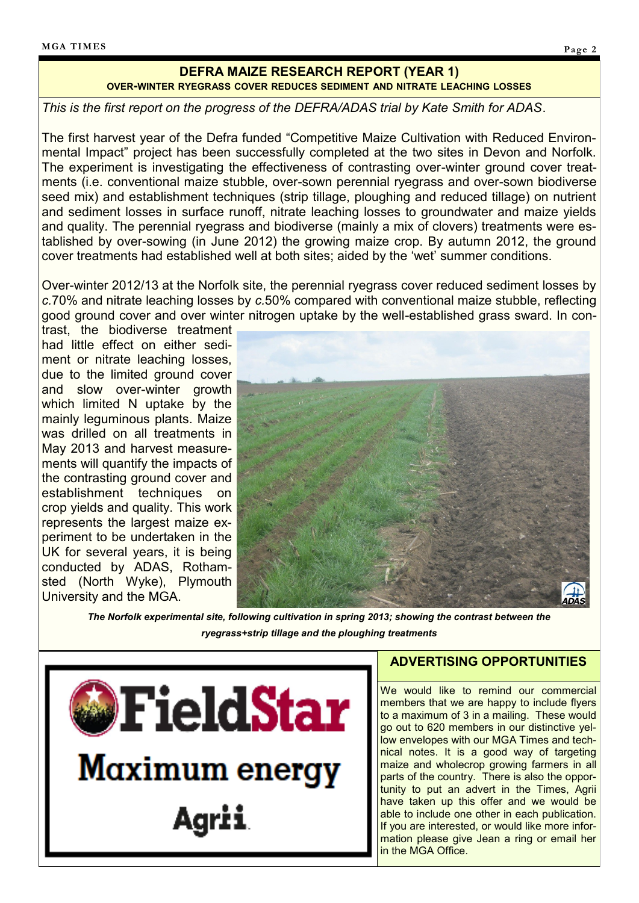## DEFRA MAIZE RESEARCH REPORT (YEAR 1)

### OVER-WINTER RYEGRASS COVER REDUCES SEDIMENT AND NITRATE LEACHING LOSSES

*This is the first report on the progress of the DEFRA/ADAS trial by Kate Smith for ADAS*.

The first harvest year of the Defra funded "Competitive Maize Cultivation with Reduced Environmental Impact" project has been successfully completed at the two sites in Devon and Norfolk. The experiment is investigating the effectiveness of contrasting over-winter ground cover treatments (i.e. conventional maize stubble, over-sown perennial ryegrass and over-sown biodiverse seed mix) and establishment techniques (strip tillage, ploughing and reduced tillage) on nutrient and sediment losses in surface runoff, nitrate leaching losses to groundwater and maize yields and quality. The perennial ryegrass and biodiverse (mainly a mix of clovers) treatments were established by over-sowing (in June 2012) the growing maize crop. By autumn 2012, the ground cover treatments had established well at both sites; aided by the 'wet' summer conditions.

Over-winter 2012/13 at the Norfolk site, the perennial ryegrass cover reduced sediment losses by *c.*70% and nitrate leaching losses by *c.*50% compared with conventional maize stubble, reflecting good ground cover and over winter nitrogen uptake by the well-established grass sward. In contrast, the biodiverse treatment had little effect on either sediment or nitrate leaching losses, due to the limited ground cover and slow over-winter growth which limited N uptake by the mainly leguminous plants. Maize was drilled on all treatments in May 2013 and harvest measurements will quantify the impacts of the contrasting ground cover and establishment techniques on crop yields and quality. This work represents the largest maize experiment to be undertaken in the UK for several years, it is being conducted by ADAS, Rothamsted (North Wyke), Plymouth University and the MGA.

***The Norfolk experimental site, following cultivation in spring 2013; showing the contrast between the ryegrass+strip tillage and the ploughing treatments***

FieldStar

Maximum energy

Agrii.

## ADVERTISING OPPORTUNITIES

We would like to remind our commercial members that we are happy to include flyers to a maximum of 3 in a mailing. These would go out to 620 members in our distinctive yellow envelopes with our MGA Times and technical notes. It is a good way of targeting maize and wholecrop growing farmers in all parts of the country. There is also the opportunity to put an advert in the Times, Agrii have taken up this offer and we would be able to include one other in each publication. If you are interested, or would like more information please give Jean a ring or email her in the MGA Office.